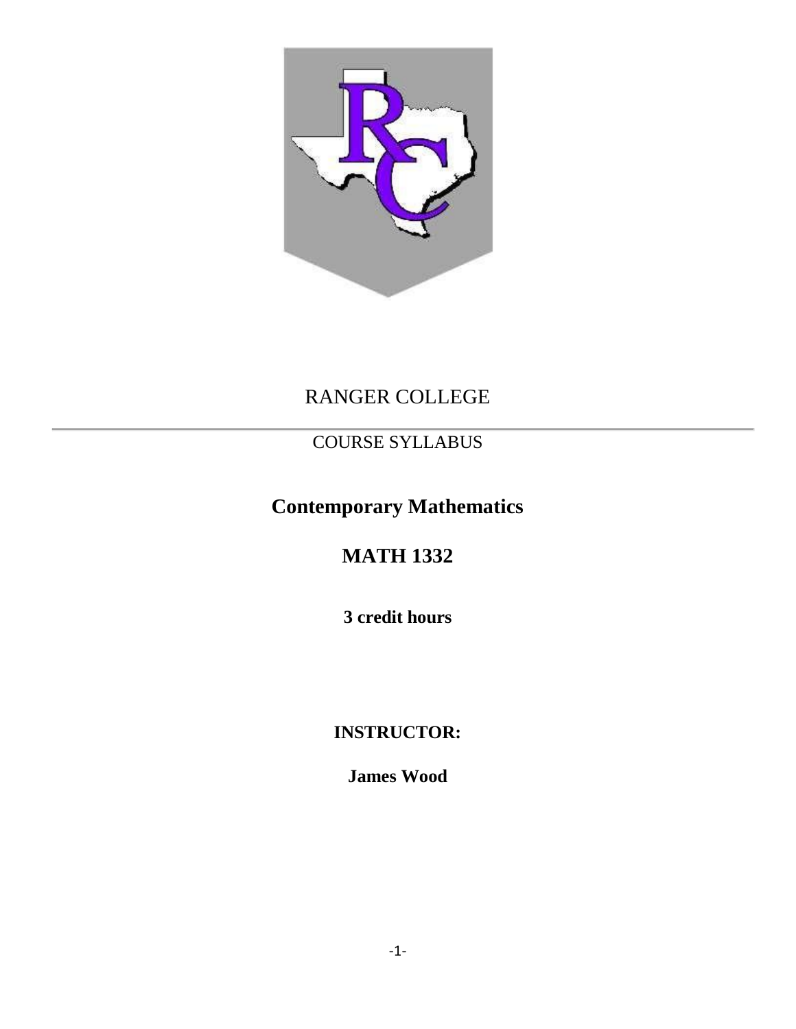RANGER COLLEGE

---

COURSE SYLLABUS

# Contemporary Mathematics

# MATH 1332

**3 credit hours**

**INSTRUCTOR:**

**James Wood**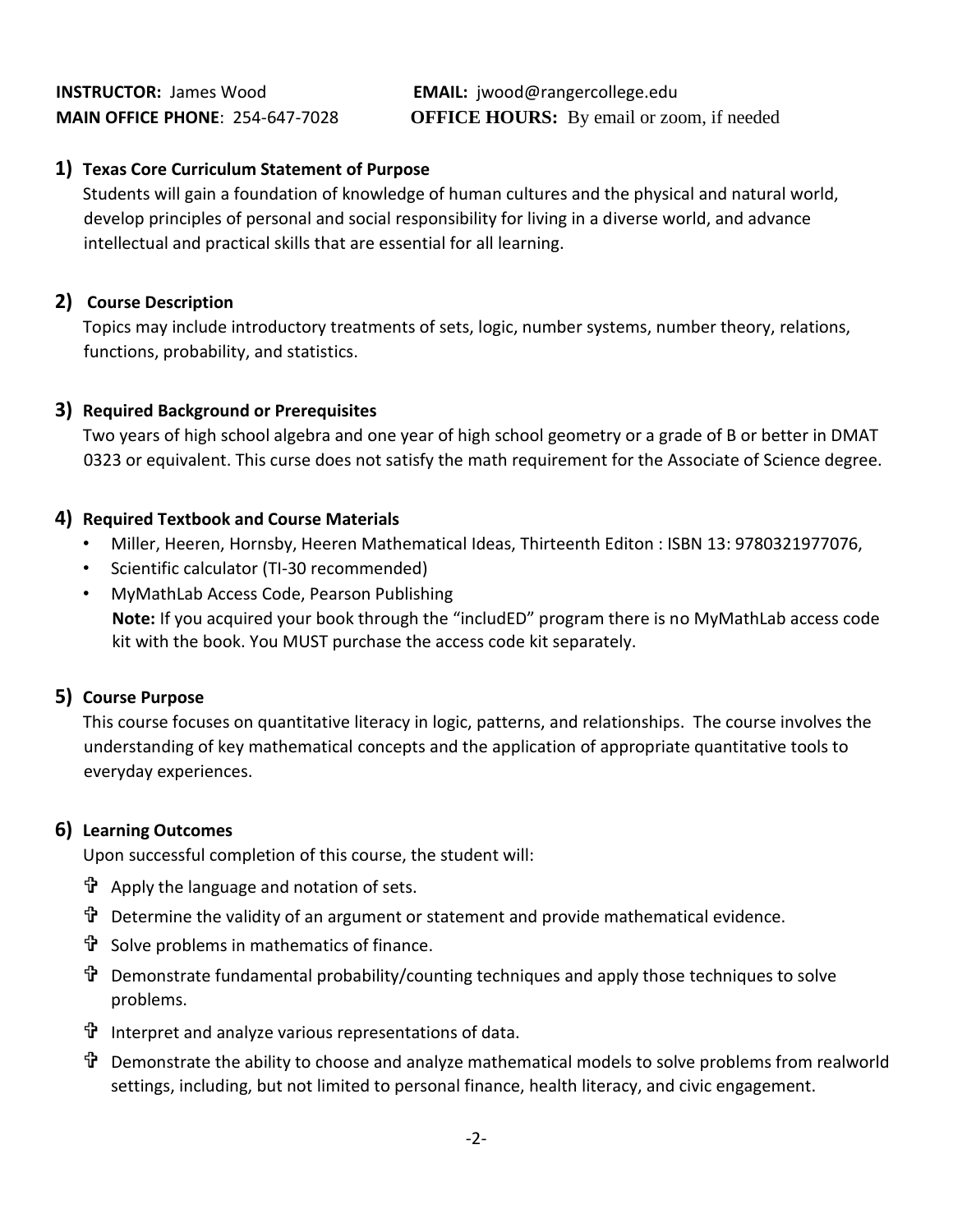**INSTRUCTOR:** James Wood **EMAIL:** jwood@rangercollege.edu
**MAIN OFFICE PHONE**: 254-647-7028 **OFFICE HOURS:** By email or zoom, if needed

## 1) Texas Core Curriculum Statement of Purpose

Students will gain a foundation of knowledge of human cultures and the physical and natural world, develop principles of personal and social responsibility for living in a diverse world, and advance intellectual and practical skills that are essential for all learning.

## 2) Course Description

Topics may include introductory treatments of sets, logic, number systems, number theory, relations, functions, probability, and statistics.

## 3) Required Background or Prerequisites

Two years of high school algebra and one year of high school geometry or a grade of B or better in DMAT 0323 or equivalent. This curse does not satisfy the math requirement for the Associate of Science degree.

## 4) Required Textbook and Course Materials

- Miller, Heeren, Hornsby, Heeren Mathematical Ideas, Thirteenth Editon : ISBN 13: 9780321977076,
- Scientific calculator (TI-30 recommended)
- MyMathLab Access Code, Pearson Publishing
  **Note:** If you acquired your book through the "includED" program there is no MyMathLab access code kit with the book. You MUST purchase the access code kit separately.

## 5) Course Purpose

This course focuses on quantitative literacy in logic, patterns, and relationships. The course involves the understanding of key mathematical concepts and the application of appropriate quantitative tools to everyday experiences.

## 6) Learning Outcomes

Upon successful completion of this course, the student will:

- Apply the language and notation of sets.
- Determine the validity of an argument or statement and provide mathematical evidence.
- Solve problems in mathematics of finance.
- Demonstrate fundamental probability/counting techniques and apply those techniques to solve problems.
- Interpret and analyze various representations of data.
- Demonstrate the ability to choose and analyze mathematical models to solve problems from realworld settings, including, but not limited to personal finance, health literacy, and civic engagement.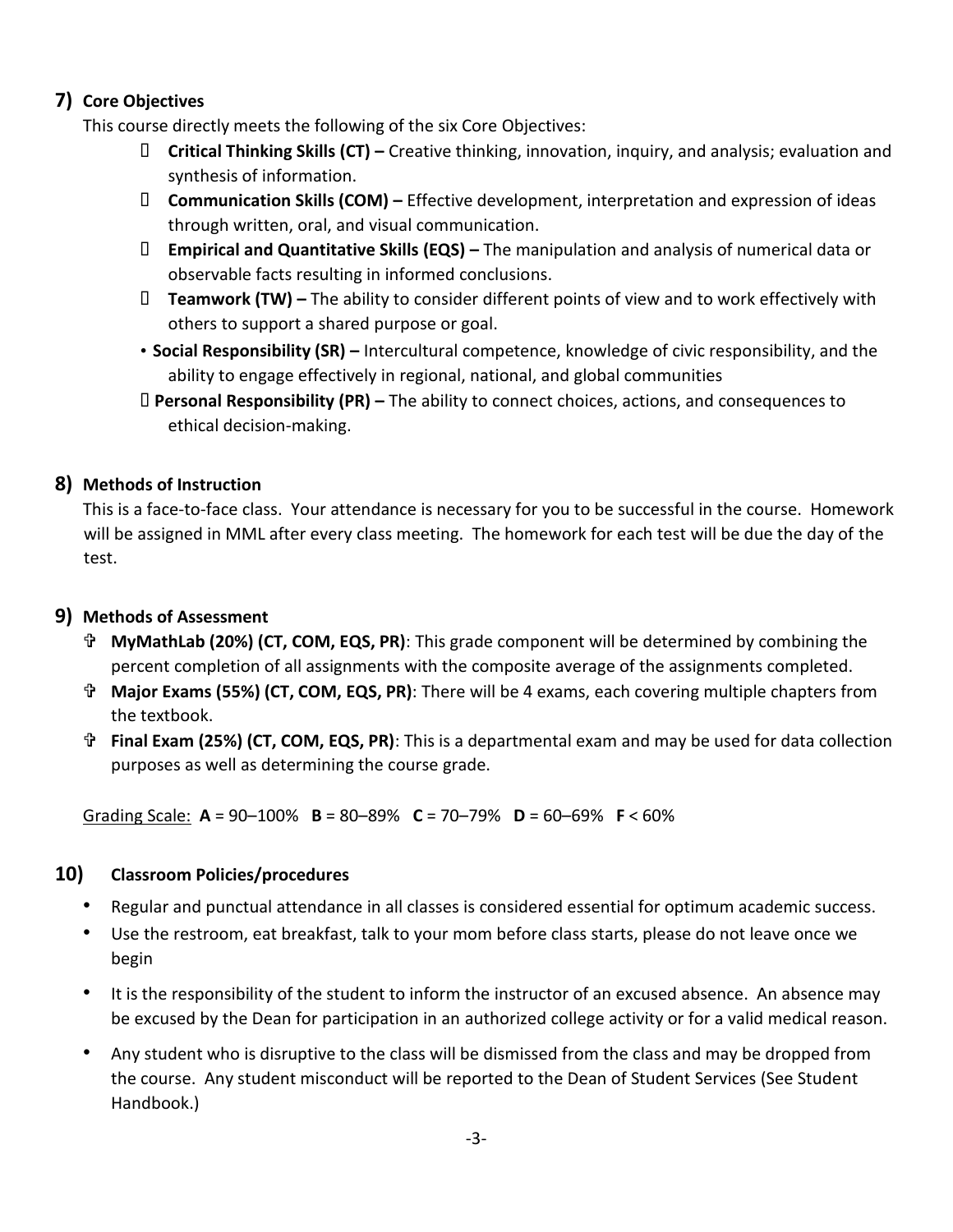## 7) Core Objectives

This course directly meets the following of the six Core Objectives:

- **Critical Thinking Skills (CT) –** Creative thinking, innovation, inquiry, and analysis; evaluation and synthesis of information.
- **Communication Skills (COM) –** Effective development, interpretation and expression of ideas through written, oral, and visual communication.
- **Empirical and Quantitative Skills (EQS) –** The manipulation and analysis of numerical data or observable facts resulting in informed conclusions.
- **Teamwork (TW) –** The ability to consider different points of view and to work effectively with others to support a shared purpose or goal.
- **Social Responsibility (SR) –** Intercultural competence, knowledge of civic responsibility, and the ability to engage effectively in regional, national, and global communities
- **Personal Responsibility (PR) –** The ability to connect choices, actions, and consequences to ethical decision-making.

## 8) Methods of Instruction

This is a face-to-face class. Your attendance is necessary for you to be successful in the course. Homework will be assigned in MML after every class meeting. The homework for each test will be due the day of the test.

## 9) Methods of Assessment

- **MyMathLab (20%) (CT, COM, EQS, PR)**: This grade component will be determined by combining the percent completion of all assignments with the composite average of the assignments completed.
- **Major Exams (55%) (CT, COM, EQS, PR)**: There will be 4 exams, each covering multiple chapters from the textbook.
- **Final Exam (25%) (CT, COM, EQS, PR)**: This is a departmental exam and may be used for data collection purposes as well as determining the course grade.

Grading Scale: **A** = 90–100% **B** = 80–89% **C** = 70–79% **D** = 60–69% **F** < 60%

## 10) Classroom Policies/procedures

- Regular and punctual attendance in all classes is considered essential for optimum academic success.
- Use the restroom, eat breakfast, talk to your mom before class starts, please do not leave once we begin
- It is the responsibility of the student to inform the instructor of an excused absence. An absence may be excused by the Dean for participation in an authorized college activity or for a valid medical reason.
- Any student who is disruptive to the class will be dismissed from the class and may be dropped from the course. Any student misconduct will be reported to the Dean of Student Services (See Student Handbook.)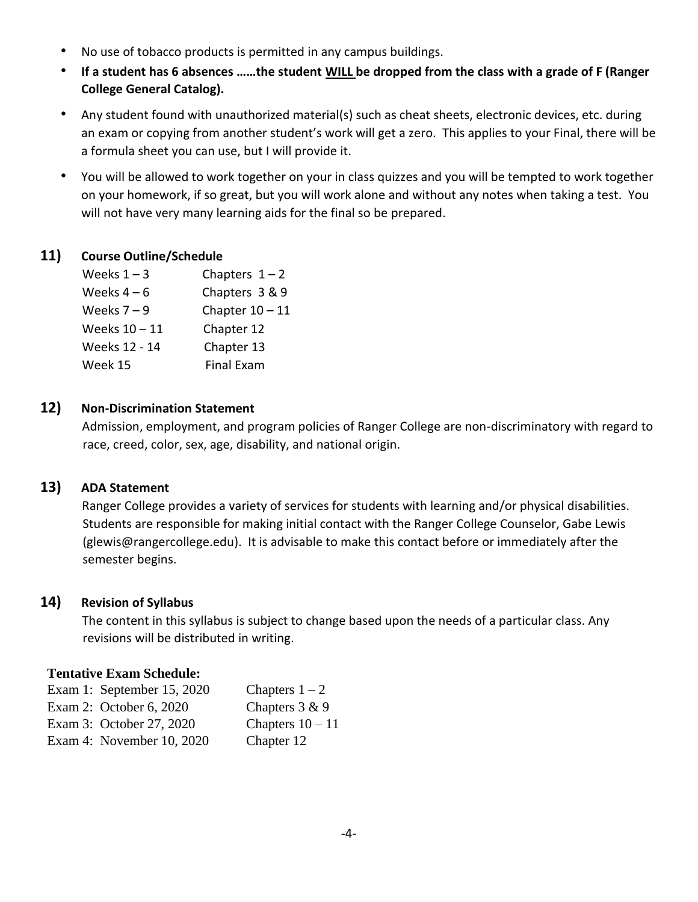- No use of tobacco products is permitted in any campus buildings.
- **If a student has 6 absences ……the student WILL be dropped from the class with a grade of F (Ranger College General Catalog).**
- Any student found with unauthorized material(s) such as cheat sheets, electronic devices, etc. during an exam or copying from another student's work will get a zero. This applies to your Final, there will be a formula sheet you can use, but I will provide it.
- You will be allowed to work together on your in class quizzes and you will be tempted to work together on your homework, if so great, but you will work alone and without any notes when taking a test. You will not have very many learning aids for the final so be prepared.

## 11) Course Outline/Schedule

| | |
|---|---|
| Weeks 1 – 3 | Chapters 1 – 2 |
| Weeks 4 – 6 | Chapters 3 & 9 |
| Weeks 7 – 9 | Chapter 10 – 11 |
| Weeks 10 – 11 | Chapter 12 |
| Weeks 12 - 14 | Chapter 13 |
| Week 15 | Final Exam |

## 12) Non-Discrimination Statement

Admission, employment, and program policies of Ranger College are non-discriminatory with regard to race, creed, color, sex, age, disability, and national origin.

## 13) ADA Statement

Ranger College provides a variety of services for students with learning and/or physical disabilities. Students are responsible for making initial contact with the Ranger College Counselor, Gabe Lewis (glewis@rangercollege.edu). It is advisable to make this contact before or immediately after the semester begins.

## 14) Revision of Syllabus

The content in this syllabus is subject to change based upon the needs of a particular class. Any revisions will be distributed in writing.

**Tentative Exam Schedule:**

| | |
|---|---|
| Exam 1: September 15, 2020 | Chapters 1 – 2 |
| Exam 2: October 6, 2020 | Chapters 3 & 9 |
| Exam 3: October 27, 2020 | Chapters 10 – 11 |
| Exam 4: November 10, 2020 | Chapter 12 |